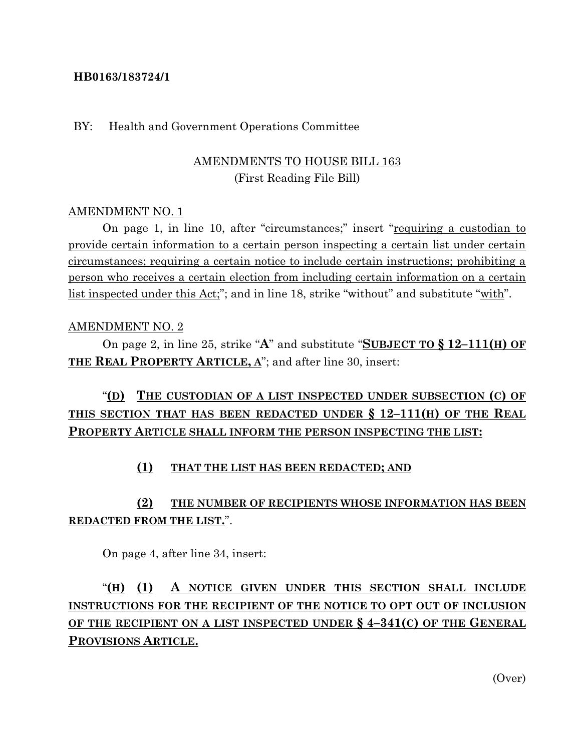**HB0163/183724/1**

BY: Health and Government Operations Committee

AMENDMENTS TO HOUSE BILL 163
(First Reading File Bill)

AMENDMENT NO. 1

On page 1, in line 10, after "circumstances;" insert "requiring a custodian to provide certain information to a certain person inspecting a certain list under certain circumstances; requiring a certain notice to include certain instructions; prohibiting a person who receives a certain election from including certain information on a certain list inspected under this Act;"; and in line 18, strike "without" and substitute "with".

AMENDMENT NO. 2

On page 2, in line 25, strike "**A**" and substitute "**SUBJECT TO § 12–111(H) OF THE REAL PROPERTY ARTICLE, A**"; and after line 30, insert:

"**(D) THE CUSTODIAN OF A LIST INSPECTED UNDER SUBSECTION (C) OF THIS SECTION THAT HAS BEEN REDACTED UNDER § 12–111(H) OF THE REAL PROPERTY ARTICLE SHALL INFORM THE PERSON INSPECTING THE LIST:**

**(1) THAT THE LIST HAS BEEN REDACTED; AND**

**(2) THE NUMBER OF RECIPIENTS WHOSE INFORMATION HAS BEEN REDACTED FROM THE LIST.**".

On page 4, after line 34, insert:

"**(H) (1) A NOTICE GIVEN UNDER THIS SECTION SHALL INCLUDE INSTRUCTIONS FOR THE RECIPIENT OF THE NOTICE TO OPT OUT OF INCLUSION OF THE RECIPIENT ON A LIST INSPECTED UNDER § 4–341(C) OF THE GENERAL PROVISIONS ARTICLE.**

(Over)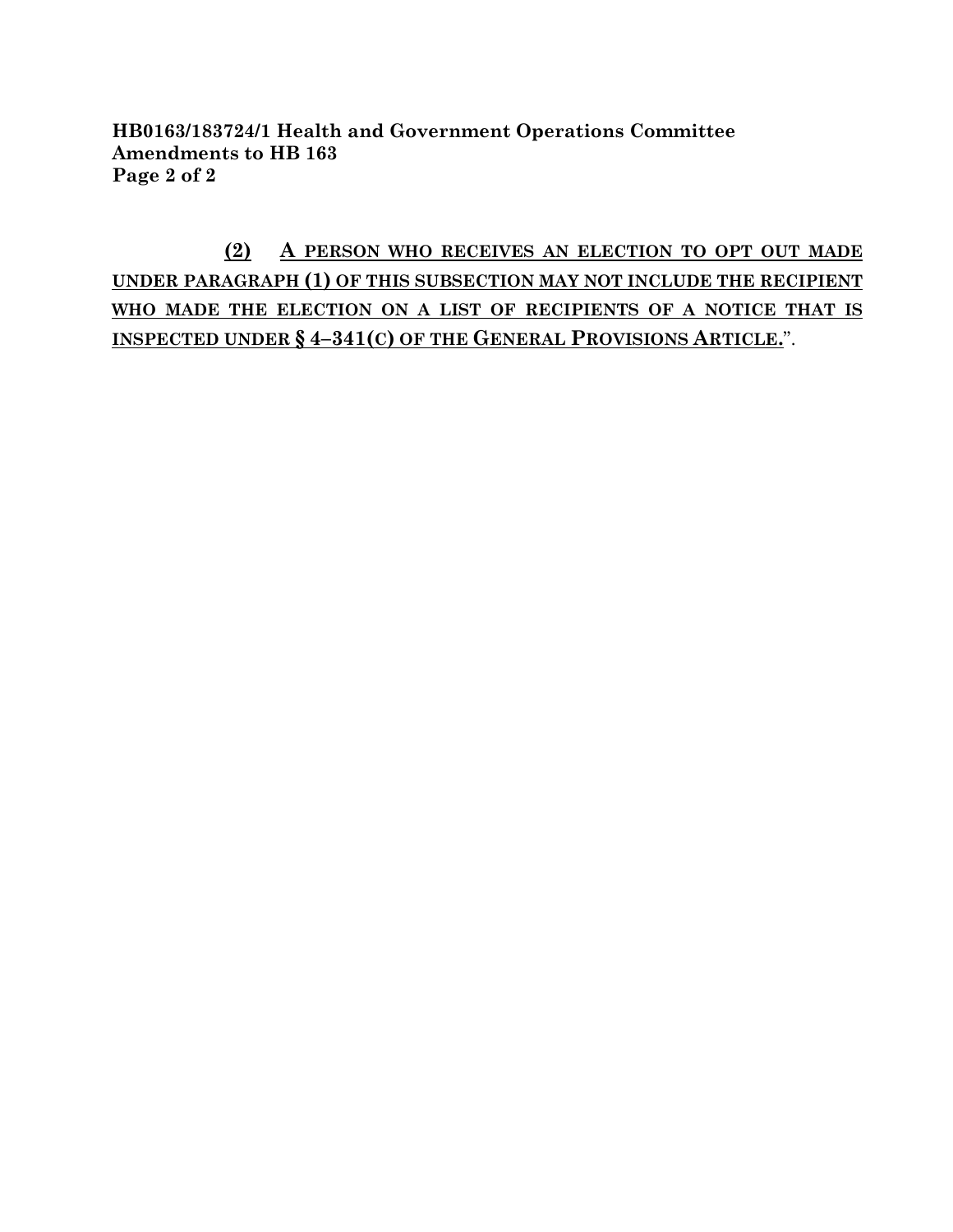(2) A PERSON WHO RECEIVES AN ELECTION TO OPT OUT MADE UNDER PARAGRAPH (1) OF THIS SUBSECTION MAY NOT INCLUDE THE RECIPIENT WHO MADE THE ELECTION ON A LIST OF RECIPIENTS OF A NOTICE THAT IS INSPECTED UNDER § 4–341(C) OF THE GENERAL PROVISIONS ARTICLE.".